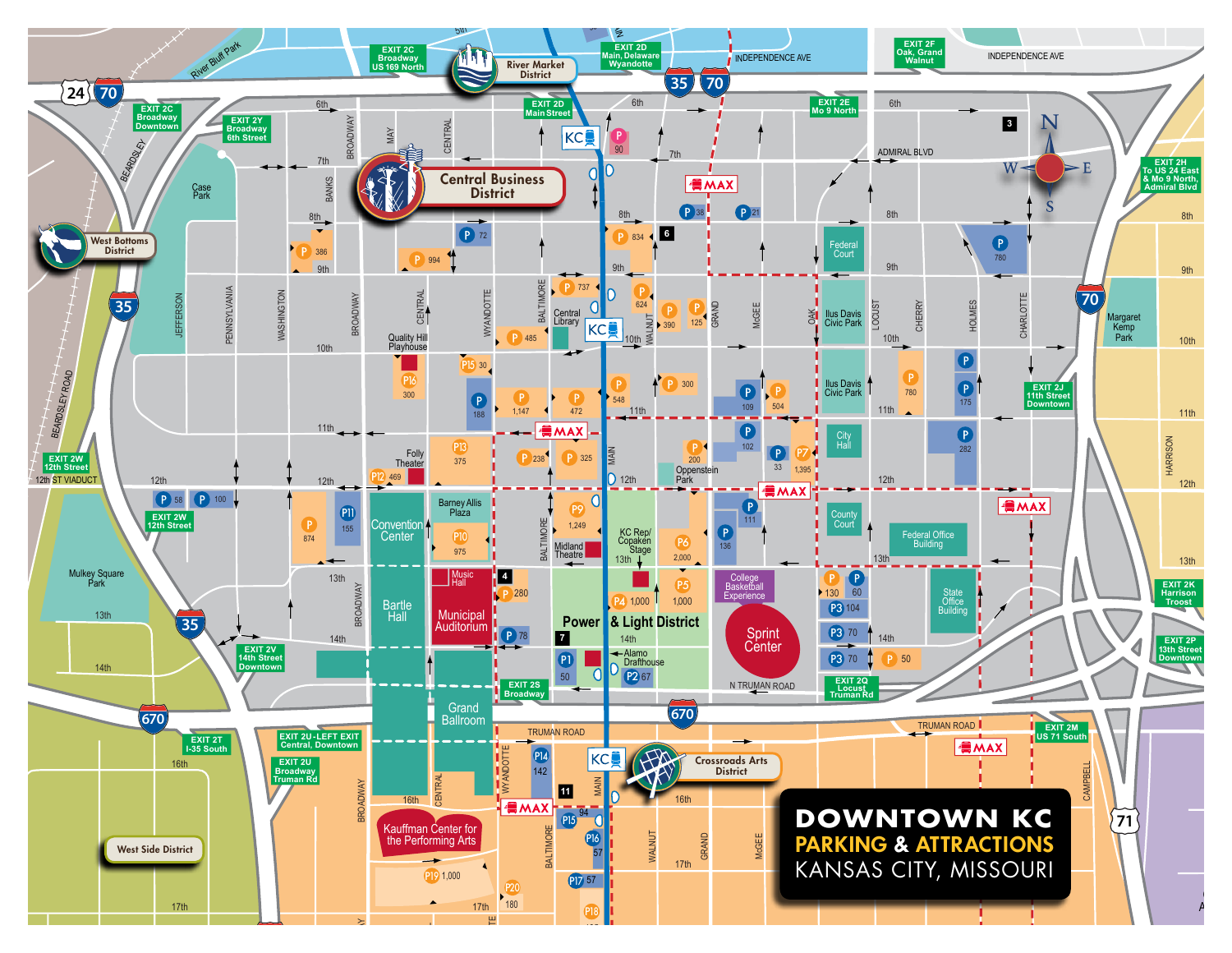# DOWNTOWN KC

## PARKING & ATTRACTIONS

### KANSAS CITY, MISSOURI

**Districts**
- River Market District
- Central Business District
- West Bottoms District
- Crossroads Arts District
- West Side District
- Power & Light District

**Highway Exits**
- EXIT 2C Broadway US 169 North
- EXIT 2C Broadway Downtown
- EXIT 2Y Broadway 6th Street
- EXIT 2D Main, Delaware Wyandotte
- EXIT 2D Main Street
- EXIT 2F Oak, Grand Walnut
- EXIT 2E Mo 9 North
- EXIT 2H To US 24 East & Mo 9 North, Admiral Blvd
- EXIT 2J 11th Street Downtown
- EXIT 2K Harrison Troost
- EXIT 2P 13th Street Downtown
- EXIT 2Q Locust Truman Rd
- EXIT 2M US 71 South
- EXIT 2W 12th Street
- EXIT 2V 14th Street Downtown
- EXIT 2S Broadway
- EXIT 2T I-35 South
- EXIT 2U - LEFT EXIT Central, Downtown
- EXIT 2U Broadway Truman Rd

**Attractions**
- River Bluff Park
- Case Park
- Mulkey Square Park
- Quality Hill Playhouse
- Central Library
- Folly Theater
- Barney Allis Plaza
- Convention Center
- Bartle Hall
- Music Hall
- Municipal Auditorium
- Grand Ballroom
- Midland Theatre
- KC Rep/ Copaken Stage
- Alamo Drafthouse
- Oppenstein Park
- College Basketball Experience
- Sprint Center
- Federal Court
- Ilus Davis Civic Park
- City Hall
- County Court
- Federal Office Building
- State Office Building
- Margaret Kemp Park
- Kauffman Center for the Performing Arts

**Parking**
- P 90
- P 38
- P 21
- P 386
- P 72
- P 994
- P 834
- P 780
- P 737
- P 624
- P 390
- P 125
- P 485
- P15 30
- P16 300
- P 188
- P 1,147
- P 472
- P 548
- P 300
- P 109
- P 504
- P 780
- P 175
- P13 375
- P 236
- P 325
- P 200
- P 102
- P 33
- P7 1,395
- P 282
- P12 469
- P 58
- P 100
- P 874
- P11 155
- P10 975
- P9 1,249
- P6 2,000
- P 111
- P 136
- P 280
- P4 1,000
- P5 1,000
- P 130
- P 60
- P3 104
- P3 70
- P3 70
- P 50
- P 78
- P1 50
- P2 67
- P14 142
- P15 94
- P16 57
- P17 57
- P19 1,000
- P20 180
- P18

**Streets**
- Independence Ave
- 5th, 6th, 7th, 8th, 9th, 10th, 11th, 12th, 13th, 14th, 16th, 17th
- Admiral Blvd
- Truman Road
- N Truman Road
- 12th St Viaduct
- Beardsley, Beardsley Road, Jefferson, Pennsylvania, Washington, Broadway, Banks, May, Central, Wyandotte, Baltimore, Main, Walnut, Grand, McGee, Oak, Locust, Cherry, Holmes, Charlotte, Harrison, Campbell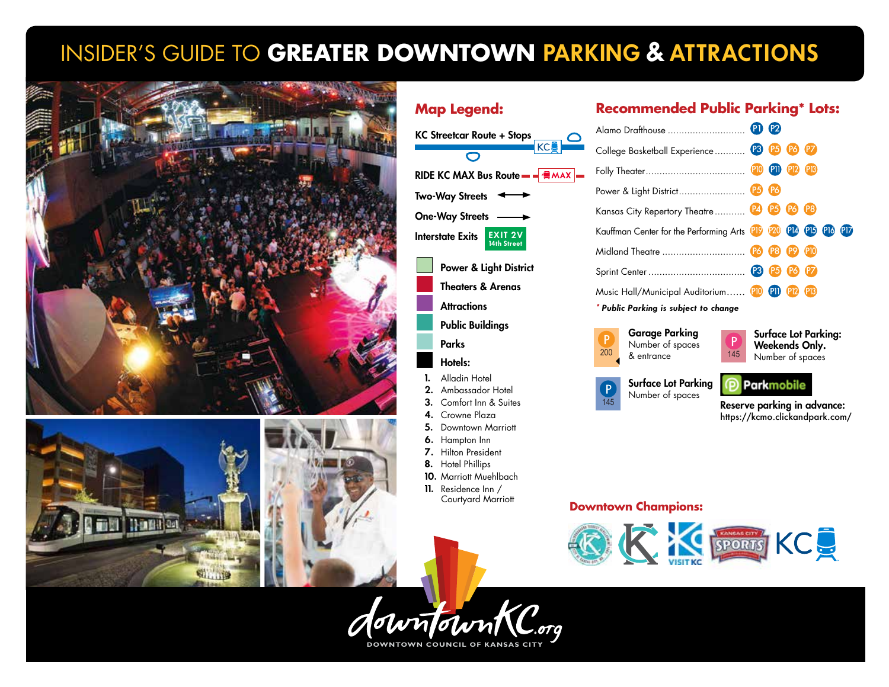# INSIDER'S GUIDE TO **GREATER DOWNTOWN PARKING & ATTRACTIONS**

## Map Legend:

- KC Streetcar Route + Stops
- RIDE KC MAX Bus Route
- Two-Way Streets
- One-Way Streets
- Interstate Exits — EXIT 2V 14th Street

- Power & Light District
- Theaters & Arenas
- Attractions
- Public Buildings
- Parks
- Hotels:

1. Alladin Hotel
2. Ambassador Hotel
3. Comfort Inn & Suites
4. Crowne Plaza
5. Downtown Marriott
6. Hampton Inn
7. Hilton President
8. Hotel Phillips
10. Marriott Muehlbach
11. Residence Inn / Courtyard Marriott

## Recommended Public Parking* Lots:

| | |
|---|---|
| Alamo Drafthouse | P1 P2 |
| College Basketball Experience | P3 P5 P6 P7 |
| Folly Theater | P10 P11 P12 P13 |
| Power & Light District | P5 P6 |
| Kansas City Repertory Theatre | P4 P5 P6 P8 |
| Kauffman Center for the Performing Arts | P19 P20 P14 P15 P16 P17 |
| Midland Theatre | P6 P8 P9 P10 |
| Sprint Center | P3 P5 P6 P7 |
| Music Hall/Municipal Auditorium | P10 P11 P12 P13 |

*\* Public Parking is subject to change*

- P 200 — **Garage Parking** Number of spaces & entrance
- P 145 — **Surface Lot Parking: Weekends Only.** Number of spaces
- P 145 — **Surface Lot Parking** Number of spaces

**Parkmobile**

**Reserve parking in advance:**
https://kcmo.clickandpark.com/

## Downtown Champions:

VISIT KC · KANSAS CITY SPORTS · KC

downtownKC.org
DOWNTOWN COUNCIL OF KANSAS CITY